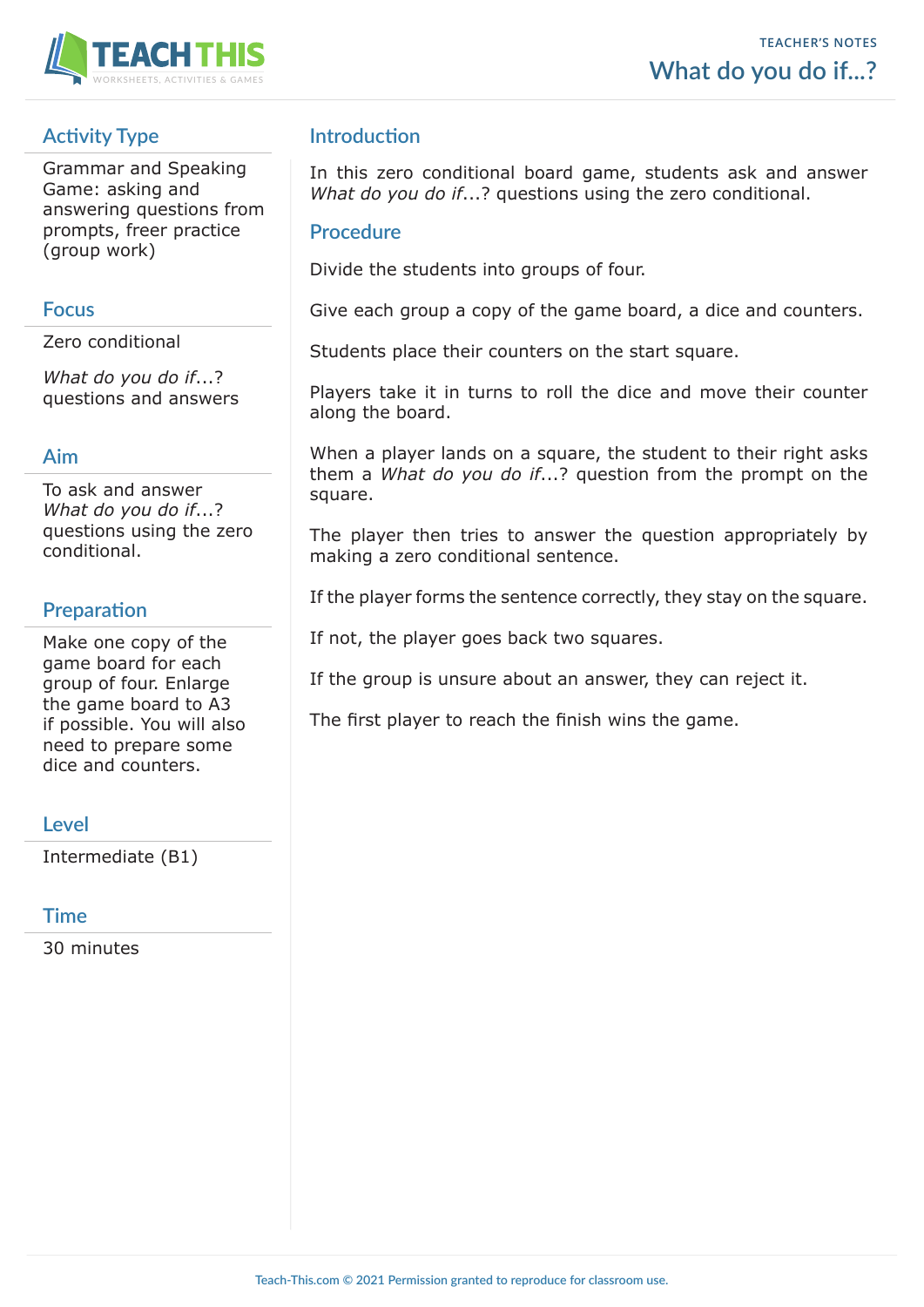# What do you do if...?

TEACHER'S NOTES

## Activity Type

Grammar and Speaking Game: asking and answering questions from prompts, freer practice (group work)

## Focus

Zero conditional

*What do you do if*...? questions and answers

## Aim

To ask and answer *What do you do if*...? questions using the zero conditional.

## Preparation

Make one copy of the game board for each group of four. Enlarge the game board to A3 if possible. You will also need to prepare some dice and counters.

## Level

Intermediate (B1)

## Time

30 minutes

## Introduction

In this zero conditional board game, students ask and answer *What do you do if*...? questions using the zero conditional.

## Procedure

Divide the students into groups of four.

Give each group a copy of the game board, a dice and counters.

Students place their counters on the start square.

Players take it in turns to roll the dice and move their counter along the board.

When a player lands on a square, the student to their right asks them a *What do you do if*...? question from the prompt on the square.

The player then tries to answer the question appropriately by making a zero conditional sentence.

If the player forms the sentence correctly, they stay on the square.

If not, the player goes back two squares.

If the group is unsure about an answer, they can reject it.

The first player to reach the finish wins the game.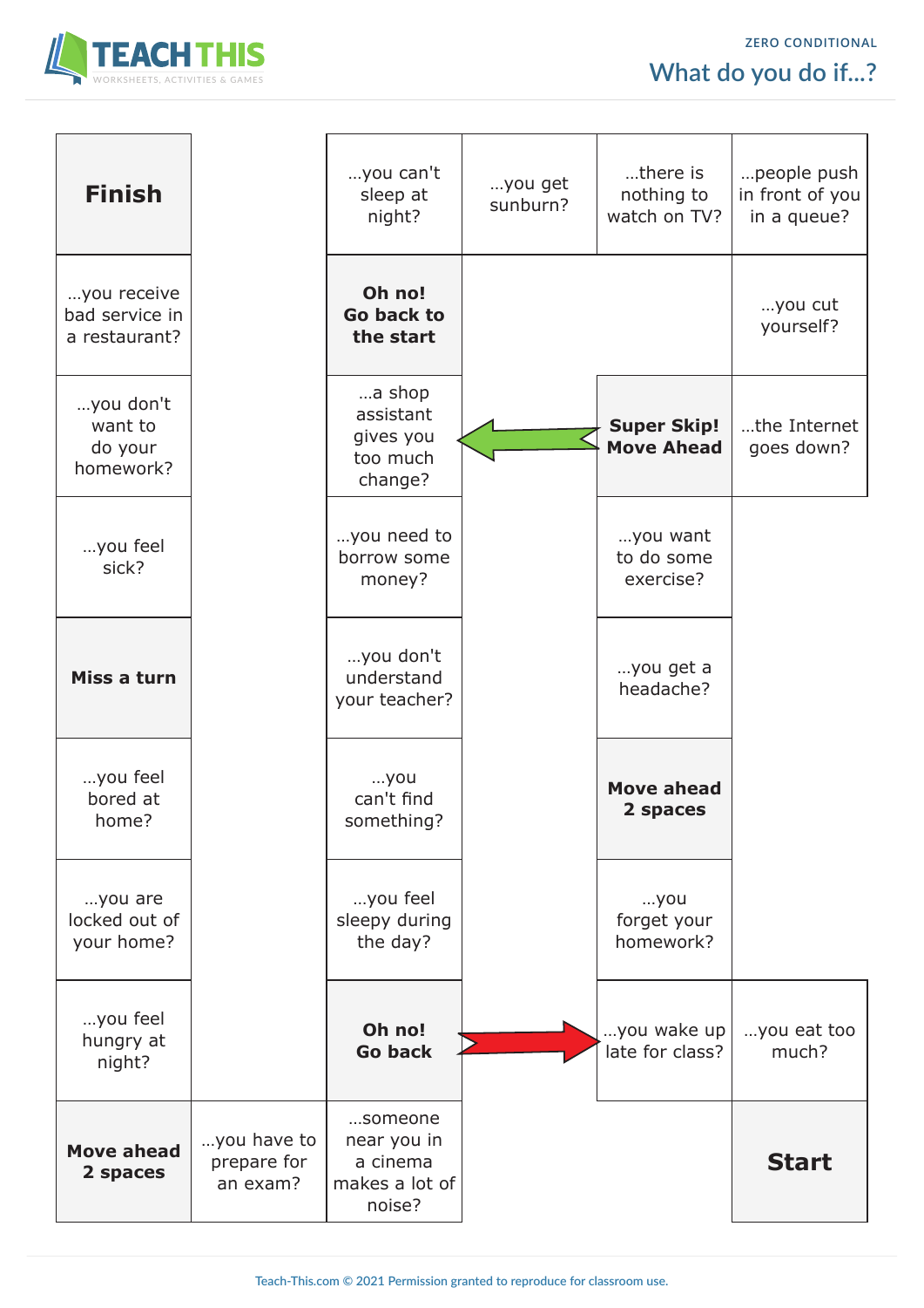## ZERO CONDITIONAL

# What do you do if...?

| | | | | | |
|---|---|---|---|---|---|
| **Finish** | | ...you can't sleep at night? | ...you get sunburn? | ...there is nothing to watch on TV? | ...people push in front of you in a queue? |
| ...you receive bad service in a restaurant? | | **Oh no! Go back to the start** | | | ...you cut yourself? |
| ...you don't want to do your homework? | | ...a shop assistant gives you too much change? | | **Super Skip! Move Ahead** | ...the Internet goes down? |
| ...you feel sick? | | ...you need to borrow some money? | | ...you want to do some exercise? | |
| **Miss a turn** | | ...you don't understand your teacher? | | ...you get a headache? | |
| ...you feel bored at home? | | ...you can't find something? | | **Move ahead 2 spaces** | |
| ...you are locked out of your home? | | ...you feel sleepy during the day? | | ...you forget your homework? | |
| ...you feel hungry at night? | | **Oh no! Go back** | | ...you wake up late for class? | ...you eat too much? |
| **Move ahead 2 spaces** | ...you have to prepare for an exam? | ...someone near you in a cinema makes a lot of noise? | | | **Start** |

Teach-This.com © 2021 Permission granted to reproduce for classroom use.